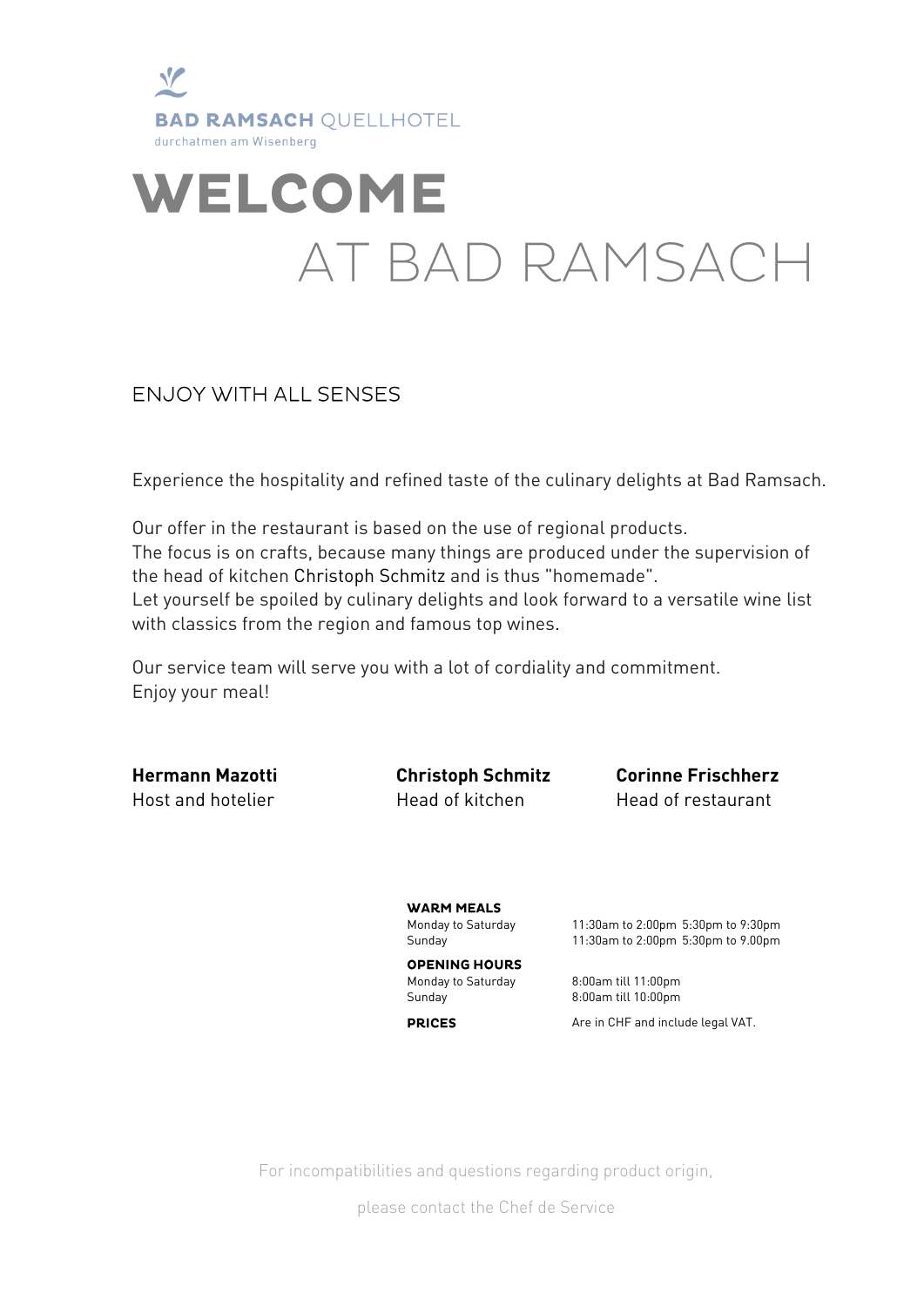**BAD RAMSACH** QUELLHOTEL
durchatmen am Wisenberg

# WELCOME
# AT BAD RAMSACH

## ENJOY WITH ALL SENSES

Experience the hospitality and refined taste of the culinary delights at Bad Ramsach.

Our offer in the restaurant is based on the use of regional products.
The focus is on crafts, because many things are produced under the supervision of the head of kitchen Christoph Schmitz and is thus "homemade".
Let yourself be spoiled by culinary delights and look forward to a versatile wine list with classics from the region and famous top wines.

Our service team will serve you with a lot of cordiality and commitment.
Enjoy your meal!

**Hermann Mazotti**
Host and hotelier

**Christoph Schmitz**
Head of kitchen

**Corinne Frischherz**
Head of restaurant

| | |
|---|---|
| **WARM MEALS** | |
| Monday to Saturday | 11:30am to 2:00pm 5:30pm to 9:30pm |
| Sunday | 11:30am to 2:00pm 5:30pm to 9.00pm |
| **OPENING HOURS** | |
| Monday to Saturday | 8:00am till 11:00pm |
| Sunday | 8:00am till 10:00pm |
| **PRICES** | Are in CHF and include legal VAT. |

For incompatibilities and questions regarding product origin,

please contact the Chef de Service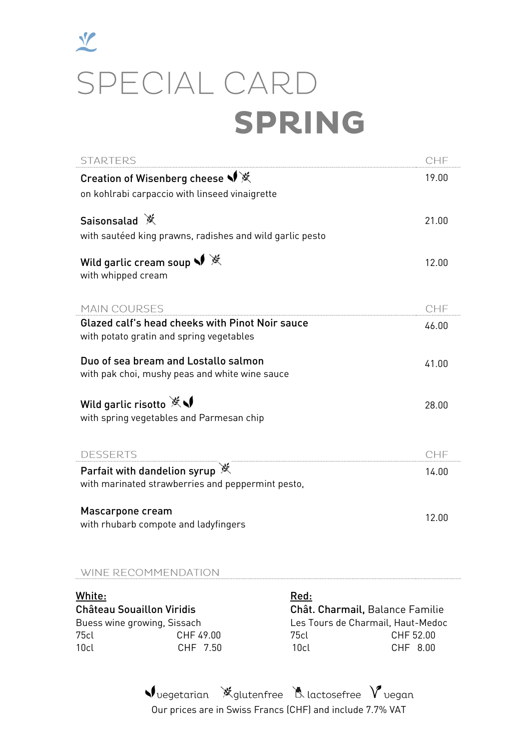# SPECIAL CARD

# SPRING

| STARTERS | CHF |
|---|---|
| **Creation of Wisenberg cheese** (vegetarian, glutenfree)<br>on kohlrabi carpaccio with linseed vinaigrette | 19.00 |
| **Saisonsalad** (glutenfree)<br>with sautéed king prawns, radishes and wild garlic pesto | 21.00 |
| **Wild garlic cream soup** (vegetarian, glutenfree)<br>with whipped cream | 12.00 |

| MAIN COURSES | CHF |
|---|---|
| **Glazed calf's head cheeks with Pinot Noir sauce**<br>with potato gratin and spring vegetables | 46.00 |
| **Duo of sea bream and Lostallo salmon**<br>with pak choi, mushy peas and white wine sauce | 41.00 |
| **Wild garlic risotto** (glutenfree, vegetarian)<br>with spring vegetables and Parmesan chip | 28.00 |

| DESSERTS | CHF |
|---|---|
| **Parfait with dandelion syrup** (glutenfree)<br>with marinated strawberries and peppermint pesto, | 14.00 |
| **Mascarpone cream**<br>with rhubarb compote and ladyfingers | 12.00 |

WINE RECOMMENDATION

**White:**
**Château Souaillon Viridis**
Buess wine growing, Sissach

| | |
|---|---|
| 75cl | CHF 49.00 |
| 10cl | CHF 7.50 |

**Red:**
**Chât. Charmail,** Balance Familie
Les Tours de Charmail, Haut-Medoc

| | |
|---|---|
| 75cl | CHF 52.00 |
| 10cl | CHF 8.00 |

vegetarian glutenfree lactosefree vegan
Our prices are in Swiss Francs (CHF) and include 7.7% VAT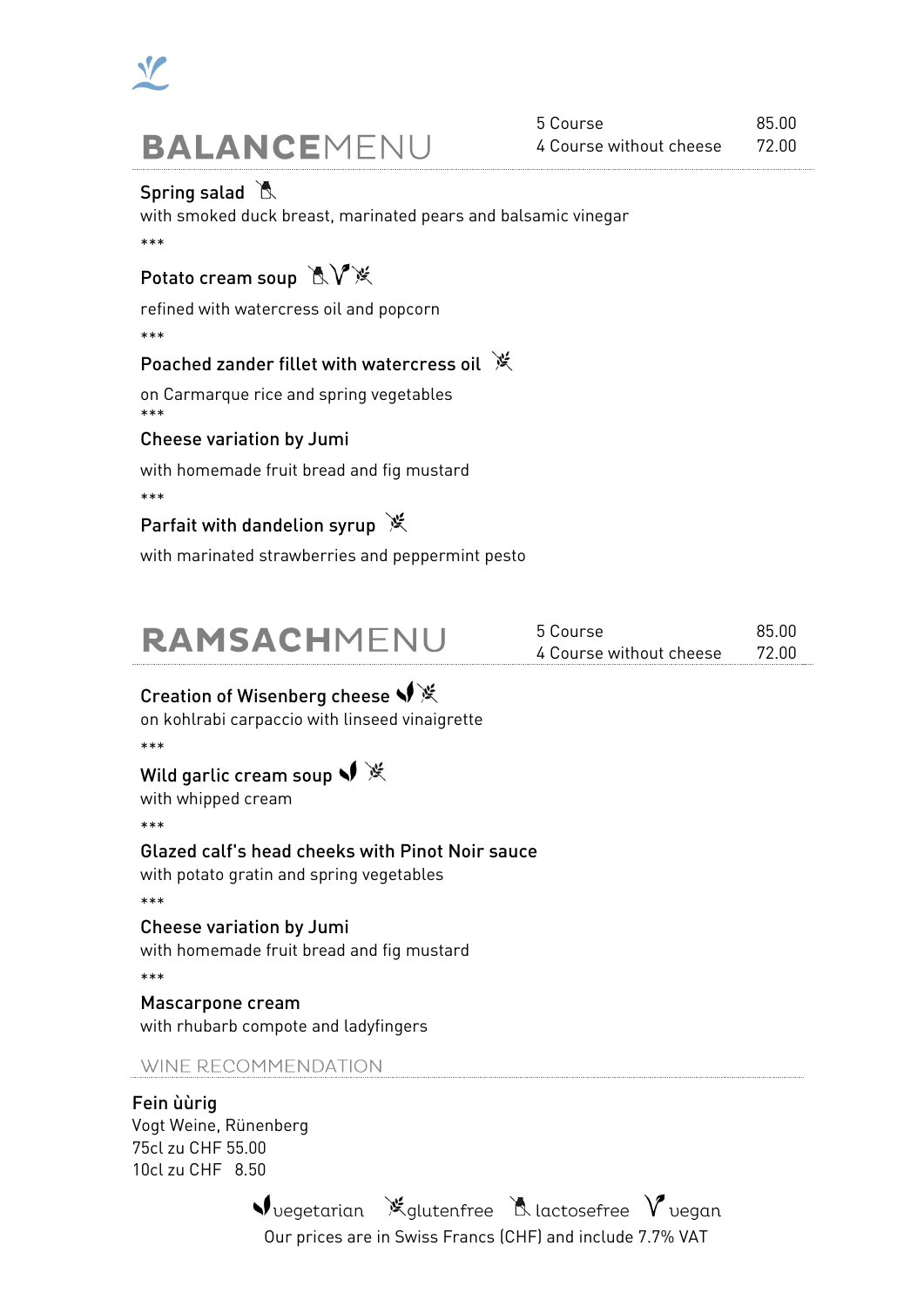# BALANCEMENU

| | |
|---|---|
| 5 Course | 85.00 |
| 4 Course without cheese | 72.00 |

**Spring salad** (lactosefree)
with smoked duck breast, marinated pears and balsamic vinegar

***

**Potato cream soup** (lactosefree, vegan, glutenfree)

refined with watercress oil and popcorn

***

**Poached zander fillet with watercress oil** (glutenfree)

on Carmarque rice and spring vegetables

***

**Cheese variation by Jumi**

with homemade fruit bread and fig mustard

***

**Parfait with dandelion syrup** (glutenfree)

with marinated strawberries and peppermint pesto

# RAMSACHMENU

| | |
|---|---|
| 5 Course | 85.00 |
| 4 Course without cheese | 72.00 |

**Creation of Wisenberg cheese** (vegetarian, glutenfree)
on kohlrabi carpaccio with linseed vinaigrette

***

**Wild garlic cream soup** (vegetarian, glutenfree)
with whipped cream

***

**Glazed calf's head cheeks with Pinot Noir sauce**
with potato gratin and spring vegetables

***

**Cheese variation by Jumi**
with homemade fruit bread and fig mustard

***

**Mascarpone cream**
with rhubarb compote and ladyfingers

## WINE RECOMMENDATION

**Fein ùùrig**
Vogt Weine, Rünenberg
75cl zu CHF 55.00
10cl zu CHF 8.50

vegetarian · glutenfree · lactosefree · vegan

Our prices are in Swiss Francs (CHF) and include 7.7% VAT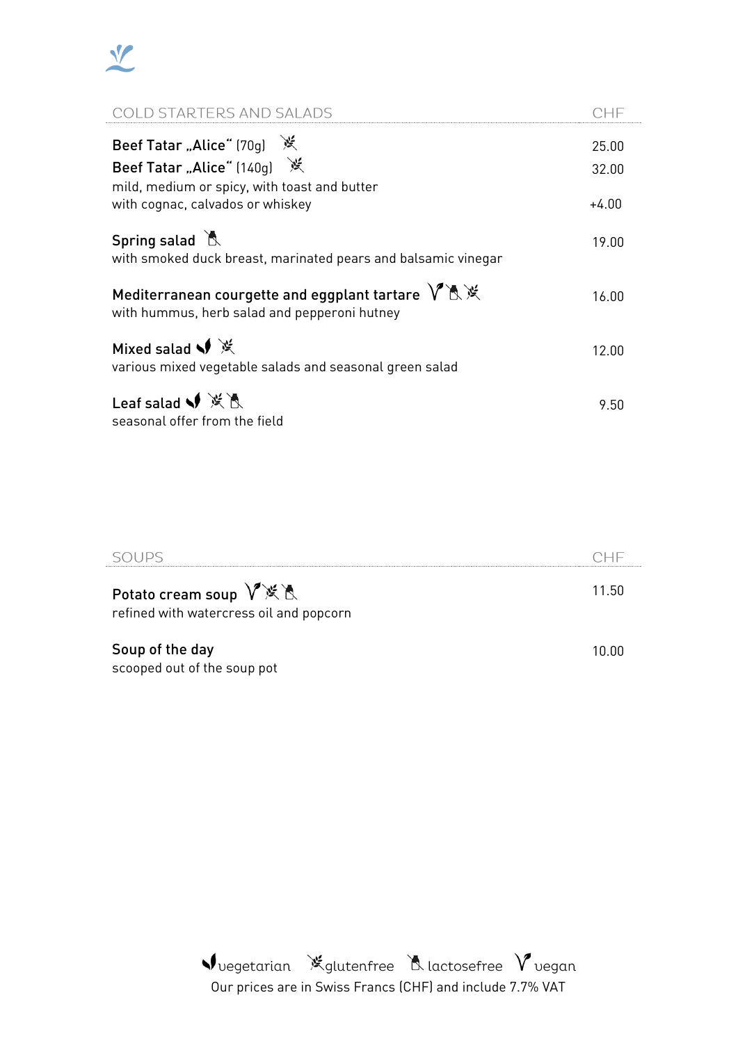## COLD STARTERS AND SALADS

| | CHF |
|---|---|
| **Beef Tatar „Alice"** (70g) (glutenfree) | 25.00 |
| **Beef Tatar „Alice"** (140g) (glutenfree) | 32.00 |
| mild, medium or spicy, with toast and butter | |
| with cognac, calvados or whiskey | +4.00 |
| **Spring salad** (lactosefree)<br>with smoked duck breast, marinated pears and balsamic vinegar | 19.00 |
| **Mediterranean courgette and eggplant tartare** (vegan, lactosefree, glutenfree)<br>with hummus, herb salad and pepperoni hutney | 16.00 |
| **Mixed salad** (vegetarian, glutenfree)<br>various mixed vegetable salads and seasonal green salad | 12.00 |
| **Leaf salad** (vegetarian, glutenfree, lactosefree)<br>seasonal offer from the field | 9.50 |

## SOUPS

| | CHF |
|---|---|
| **Potato cream soup** (vegan, glutenfree, lactosefree)<br>refined with watercress oil and popcorn | 11.50 |
| **Soup of the day**<br>scooped out of the soup pot | 10.00 |

vegetarian glutenfree lactosefree vegan

Our prices are in Swiss Francs (CHF) and include 7.7% VAT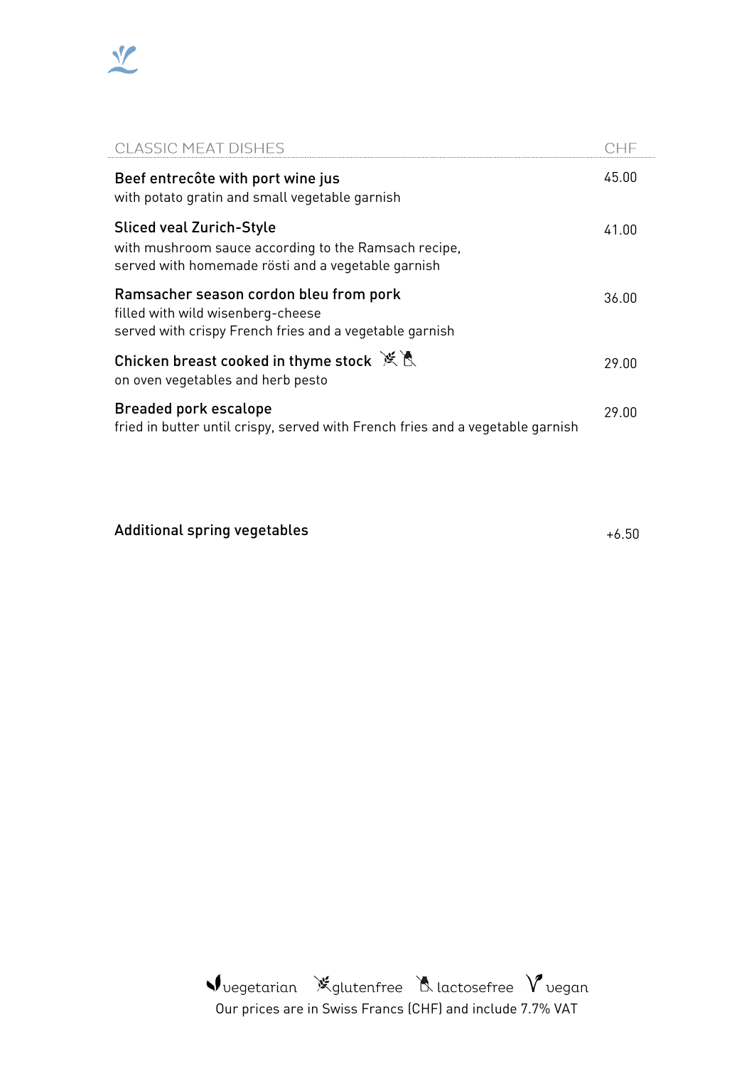| CLASSIC MEAT DISHES | CHF |
|---|---|
| **Beef entrecôte with port wine jus**<br>with potato gratin and small vegetable garnish | 45.00 |
| **Sliced veal Zurich-Style**<br>with mushroom sauce according to the Ramsach recipe,<br>served with homemade rösti and a vegetable garnish | 41.00 |
| **Ramsacher season cordon bleu from pork**<br>filled with wild wisenberg-cheese<br>served with crispy French fries and a vegetable garnish | 36.00 |
| **Chicken breast cooked in thyme stock** (glutenfree) (lactosefree)<br>on oven vegetables and herb pesto | 29.00 |
| **Breaded pork escalope**<br>fried in butter until crispy, served with French fries and a vegetable garnish | 29.00 |

**Additional spring vegetables** +6.50

vegetarian glutenfree lactosefree vegan

Our prices are in Swiss Francs (CHF) and include 7.7% VAT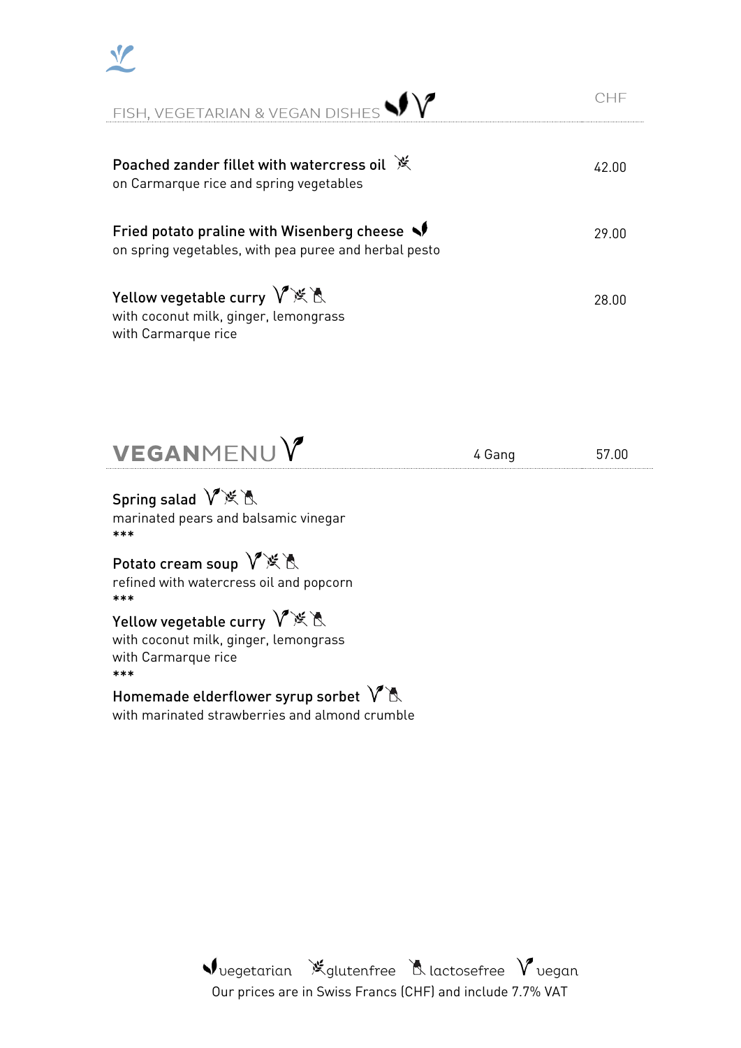## FISH, VEGETARIAN & VEGAN DISHES

| | CHF |
|---|---|
| **Poached zander fillet with watercress oil** (glutenfree)<br>on Carmarque rice and spring vegetables | 42.00 |
| **Fried potato praline with Wisenberg cheese** (vegetarian)<br>on spring vegetables, with pea puree and herbal pesto | 29.00 |
| **Yellow vegetable curry** (vegan, glutenfree, lactosefree)<br>with coconut milk, ginger, lemongrass<br>with Carmarque rice | 28.00 |

## VEGANMENU

4 Gang 57.00

**Spring salad** (vegan, glutenfree, lactosefree)
marinated pears and balsamic vinegar
***

**Potato cream soup** (vegan, glutenfree, lactosefree)
refined with watercress oil and popcorn
***

**Yellow vegetable curry** (vegan, glutenfree, lactosefree)
with coconut milk, ginger, lemongrass
with Carmarque rice
***

**Homemade elderflower syrup sorbet** (vegan, lactosefree)
with marinated strawberries and almond crumble

vegetarian glutenfree lactosefree vegan
Our prices are in Swiss Francs (CHF) and include 7.7% VAT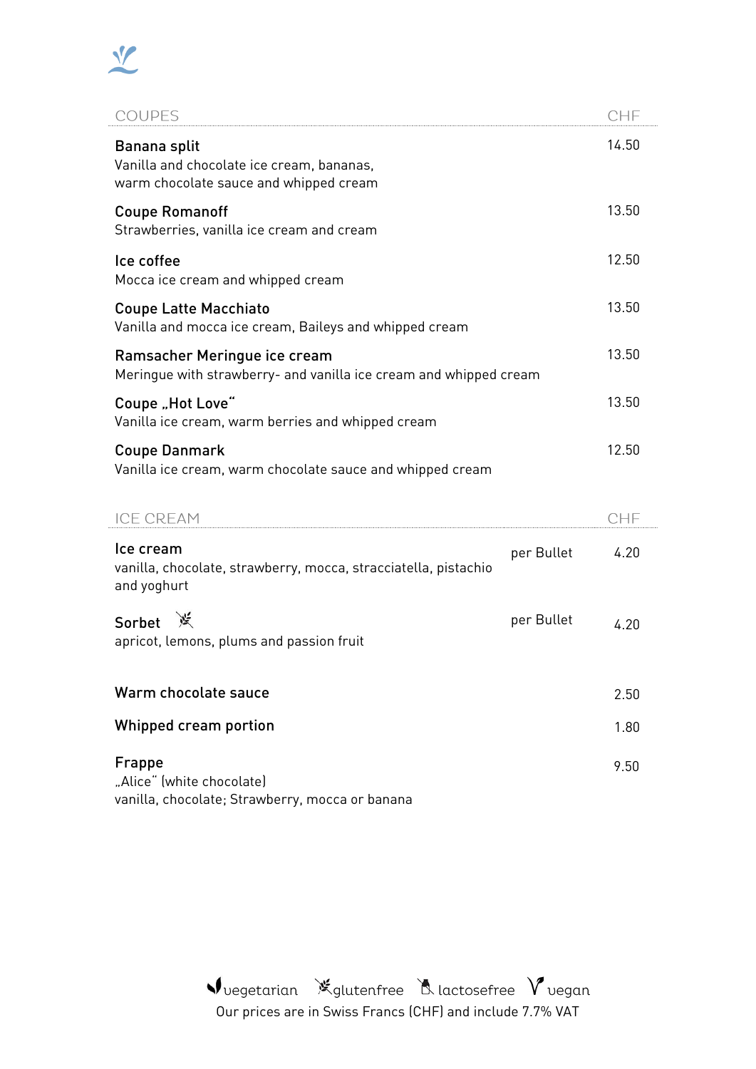## COUPES

| | CHF |
|---|---|
| **Banana split**<br>Vanilla and chocolate ice cream, bananas, warm chocolate sauce and whipped cream | 14.50 |
| **Coupe Romanoff**<br>Strawberries, vanilla ice cream and cream | 13.50 |
| **Ice coffee**<br>Mocca ice cream and whipped cream | 12.50 |
| **Coupe Latte Macchiato**<br>Vanilla and mocca ice cream, Baileys and whipped cream | 13.50 |
| **Ramsacher Meringue ice cream**<br>Meringue with strawberry- and vanilla ice cream and whipped cream | 13.50 |
| **Coupe „Hot Love"**<br>Vanilla ice cream, warm berries and whipped cream | 13.50 |
| **Coupe Danmark**<br>Vanilla ice cream, warm chocolate sauce and whipped cream | 12.50 |

## ICE CREAM

| | | CHF |
|---|---|---|
| **Ice cream**<br>vanilla, chocolate, strawberry, mocca, stracciatella, pistachio and yoghurt | per Bullet | 4.20 |
| **Sorbet** (glutenfree)<br>apricot, lemons, plums and passion fruit | per Bullet | 4.20 |
| **Warm chocolate sauce** | | 2.50 |
| **Whipped cream portion** | | 1.80 |
| **Frappe**<br>„Alice" (white chocolate)<br>vanilla, chocolate; Strawberry, mocca or banana | | 9.50 |

vegetarian glutenfree lactosefree vegan

Our prices are in Swiss Francs (CHF) and include 7.7% VAT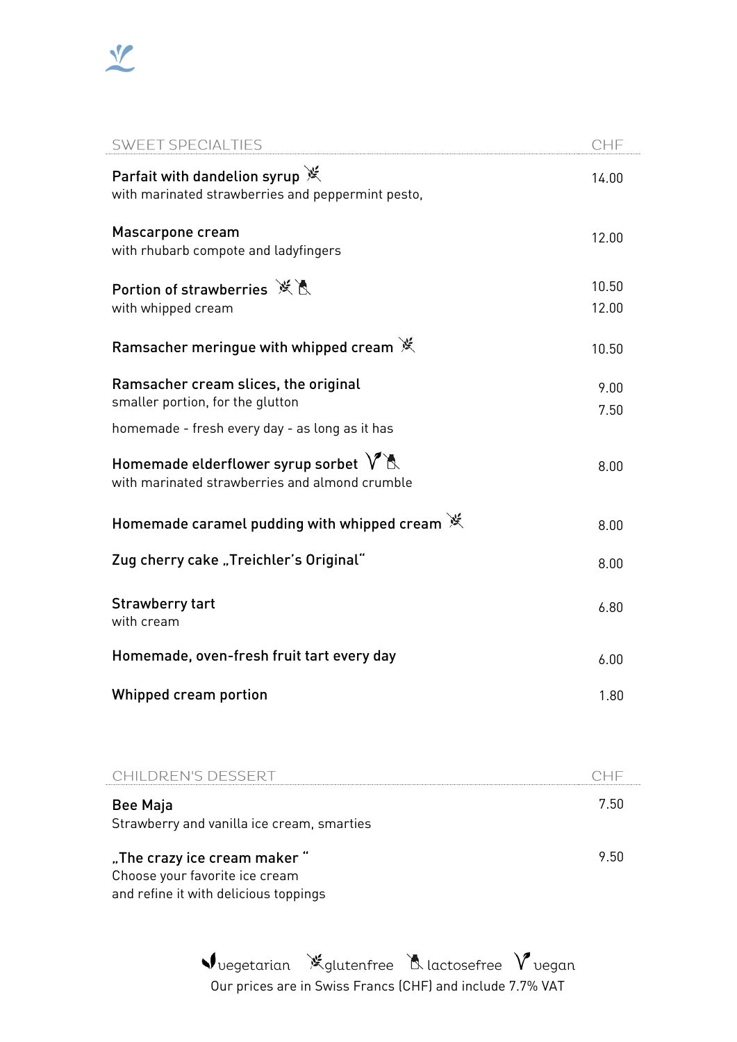| SWEET SPECIALTIES | CHF |
|---|---|
| **Parfait with dandelion syrup** (glutenfree)<br>with marinated strawberries and peppermint pesto, | 14.00 |
| **Mascarpone cream**<br>with rhubarb compote and ladyfingers | 12.00 |
| **Portion of strawberries** (glutenfree) (lactosefree)<br>with whipped cream | 10.50<br>12.00 |
| **Ramsacher meringue with whipped cream** (glutenfree) | 10.50 |
| **Ramsacher cream slices, the original**<br>smaller portion, for the glutton<br>homemade - fresh every day - as long as it has | 9.00<br>7.50 |
| **Homemade elderflower syrup sorbet** (vegan) (lactosefree)<br>with marinated strawberries and almond crumble | 8.00 |
| **Homemade caramel pudding with whipped cream** (glutenfree) | 8.00 |
| **Zug cherry cake „Treichler's Original"** | 8.00 |
| **Strawberry tart**<br>with cream | 6.80 |
| **Homemade, oven-fresh fruit tart every day** | 6.00 |
| **Whipped cream portion** | 1.80 |

| CHILDREN'S DESSERT | CHF |
|---|---|
| **Bee Maja**<br>Strawberry and vanilla ice cream, smarties | 7.50 |
| **„The crazy ice cream maker "**<br>Choose your favorite ice cream<br>and refine it with delicious toppings | 9.50 |

vegetarian glutenfree lactosefree vegan

Our prices are in Swiss Francs (CHF) and include 7.7% VAT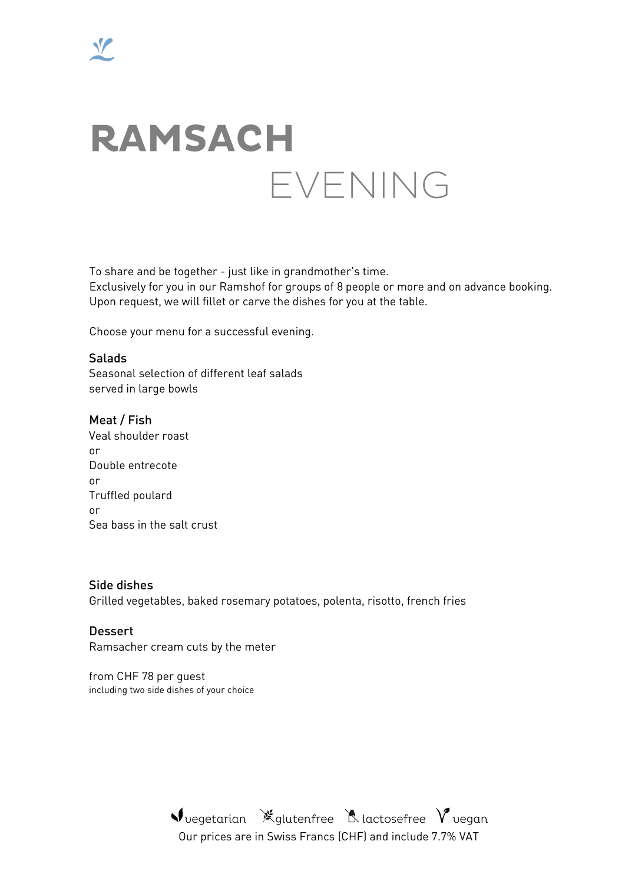# RAMSACH

## EVENING

To share and be together - just like in grandmother's time.
Exclusively for you in our Ramshof for groups of 8 people or more and on advance booking.
Upon request, we will fillet or carve the dishes for you at the table.

Choose your menu for a successful evening.

### Salads

Seasonal selection of different leaf salads
served in large bowls

### Meat / Fish

Veal shoulder roast
or
Double entrecote
or
Truffled poulard
or
Sea bass in the salt crust

### Side dishes

Grilled vegetables, baked rosemary potatoes, polenta, risotto, french fries

### Dessert

Ramsacher cream cuts by the meter

from CHF 78 per guest
including two side dishes of your choice

vegetarian glutenfree lactosefree vegan
Our prices are in Swiss Francs (CHF) and include 7.7% VAT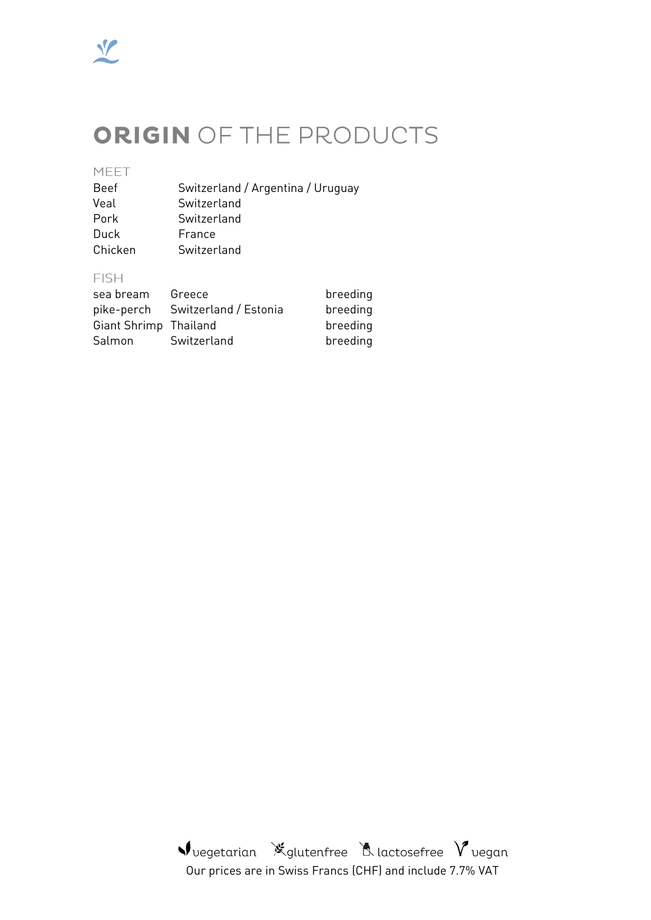# **ORIGIN** OF THE PRODUCTS

MEET

| | |
|---|---|
| Beef | Switzerland / Argentina / Uruguay |
| Veal | Switzerland |
| Pork | Switzerland |
| Duck | France |
| Chicken | Switzerland |

FISH

| | | |
|---|---|---|
| sea bream | Greece | breeding |
| pike-perch | Switzerland / Estonia | breeding |
| Giant Shrimp | Thailand | breeding |
| Salmon | Switzerland | breeding |

vegetarian glutenfree lactosefree vegan

Our prices are in Swiss Francs (CHF) and include 7.7% VAT